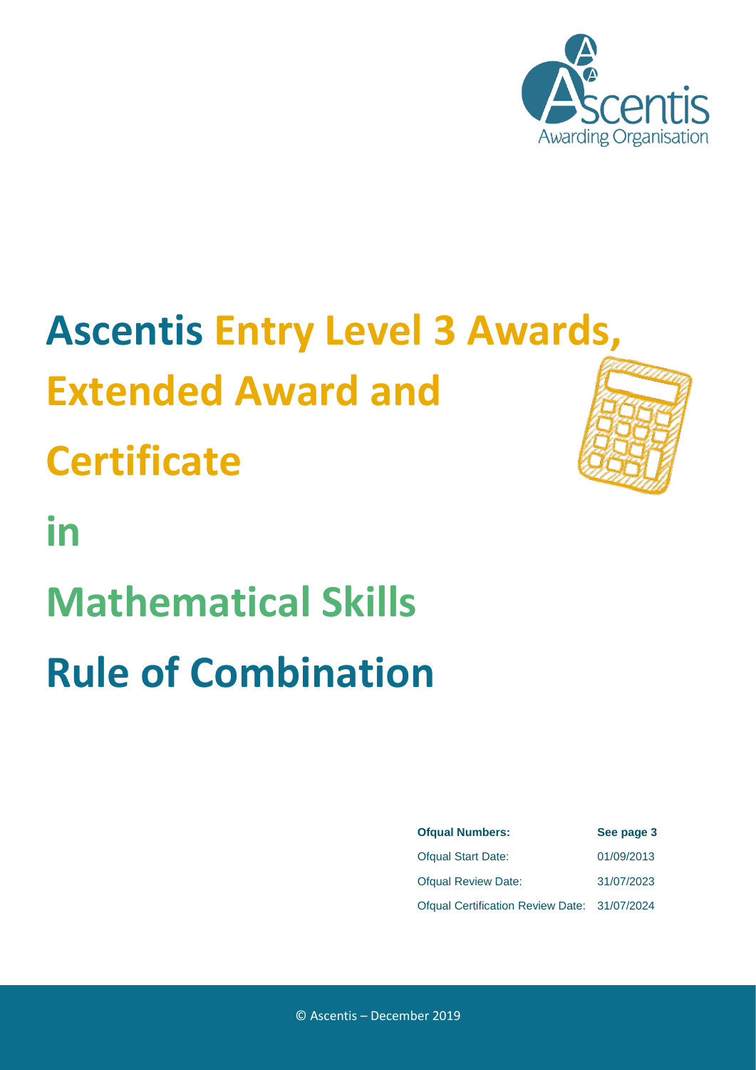Ascentis Awarding Organisation

# Ascentis Entry Level 3 Awards, Extended Award and Certificate

# in

# Mathematical Skills

# Rule of Combination

| **Ofqual Numbers:** | **See page 3** |
| --- | --- |
| Ofqual Start Date: | 01/09/2013 |
| Ofqual Review Date: | 31/07/2023 |
| Ofqual Certification Review Date: | 31/07/2024 |

© Ascentis – December 2019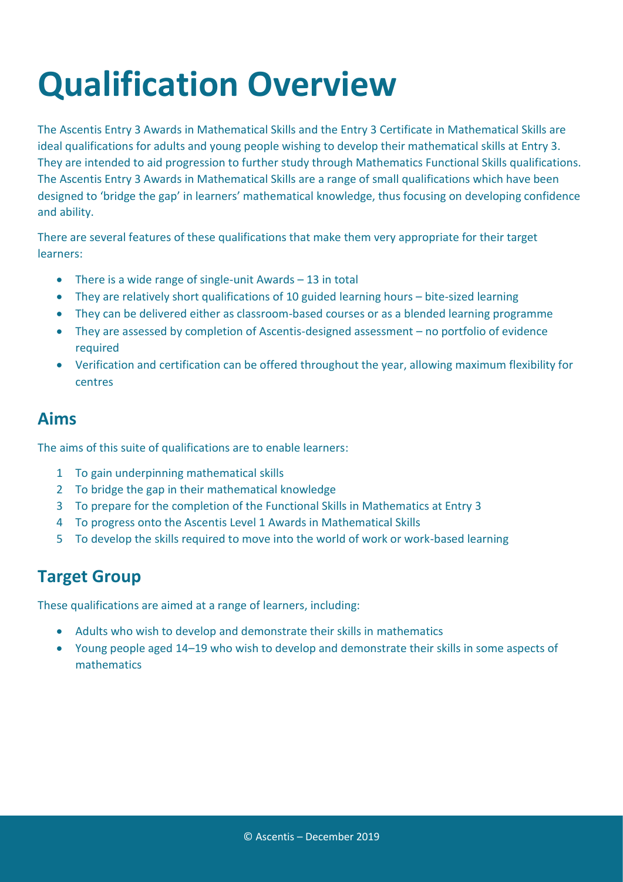# Qualification Overview

The Ascentis Entry 3 Awards in Mathematical Skills and the Entry 3 Certificate in Mathematical Skills are ideal qualifications for adults and young people wishing to develop their mathematical skills at Entry 3. They are intended to aid progression to further study through Mathematics Functional Skills qualifications. The Ascentis Entry 3 Awards in Mathematical Skills are a range of small qualifications which have been designed to 'bridge the gap' in learners' mathematical knowledge, thus focusing on developing confidence and ability.

There are several features of these qualifications that make them very appropriate for their target learners:

- There is a wide range of single-unit Awards – 13 in total
- They are relatively short qualifications of 10 guided learning hours – bite-sized learning
- They can be delivered either as classroom-based courses or as a blended learning programme
- They are assessed by completion of Ascentis-designed assessment – no portfolio of evidence required
- Verification and certification can be offered throughout the year, allowing maximum flexibility for centres

## Aims

The aims of this suite of qualifications are to enable learners:

1. To gain underpinning mathematical skills
2. To bridge the gap in their mathematical knowledge
3. To prepare for the completion of the Functional Skills in Mathematics at Entry 3
4. To progress onto the Ascentis Level 1 Awards in Mathematical Skills
5. To develop the skills required to move into the world of work or work-based learning

## Target Group

These qualifications are aimed at a range of learners, including:

- Adults who wish to develop and demonstrate their skills in mathematics
- Young people aged 14–19 who wish to develop and demonstrate their skills in some aspects of mathematics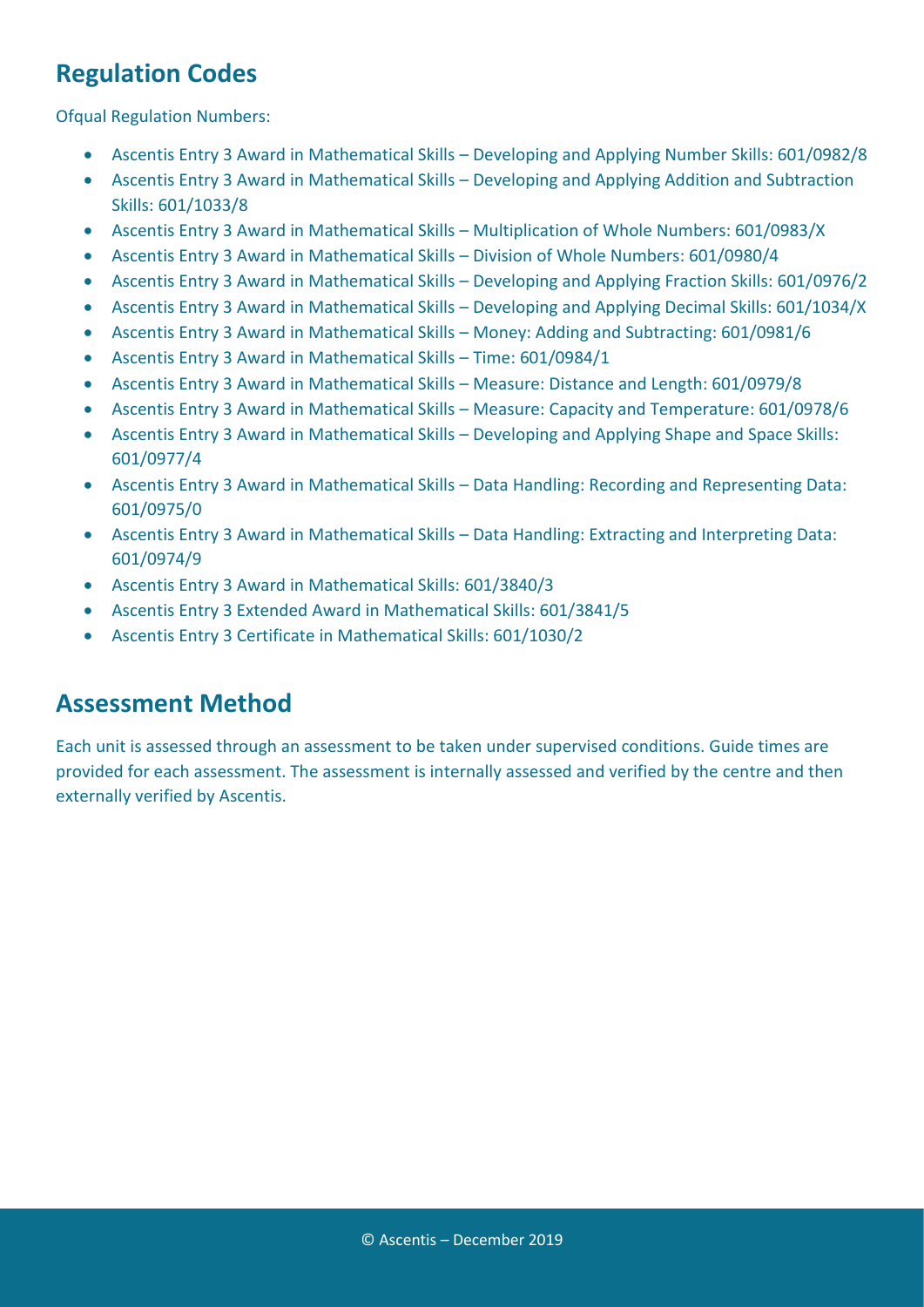## Regulation Codes

Ofqual Regulation Numbers:

- Ascentis Entry 3 Award in Mathematical Skills – Developing and Applying Number Skills: 601/0982/8
- Ascentis Entry 3 Award in Mathematical Skills – Developing and Applying Addition and Subtraction Skills: 601/1033/8
- Ascentis Entry 3 Award in Mathematical Skills – Multiplication of Whole Numbers: 601/0983/X
- Ascentis Entry 3 Award in Mathematical Skills – Division of Whole Numbers: 601/0980/4
- Ascentis Entry 3 Award in Mathematical Skills – Developing and Applying Fraction Skills: 601/0976/2
- Ascentis Entry 3 Award in Mathematical Skills – Developing and Applying Decimal Skills: 601/1034/X
- Ascentis Entry 3 Award in Mathematical Skills – Money: Adding and Subtracting: 601/0981/6
- Ascentis Entry 3 Award in Mathematical Skills – Time: 601/0984/1
- Ascentis Entry 3 Award in Mathematical Skills – Measure: Distance and Length: 601/0979/8
- Ascentis Entry 3 Award in Mathematical Skills – Measure: Capacity and Temperature: 601/0978/6
- Ascentis Entry 3 Award in Mathematical Skills – Developing and Applying Shape and Space Skills: 601/0977/4
- Ascentis Entry 3 Award in Mathematical Skills – Data Handling: Recording and Representing Data: 601/0975/0
- Ascentis Entry 3 Award in Mathematical Skills – Data Handling: Extracting and Interpreting Data: 601/0974/9
- Ascentis Entry 3 Award in Mathematical Skills: 601/3840/3
- Ascentis Entry 3 Extended Award in Mathematical Skills: 601/3841/5
- Ascentis Entry 3 Certificate in Mathematical Skills: 601/1030/2

## Assessment Method

Each unit is assessed through an assessment to be taken under supervised conditions. Guide times are provided for each assessment. The assessment is internally assessed and verified by the centre and then externally verified by Ascentis.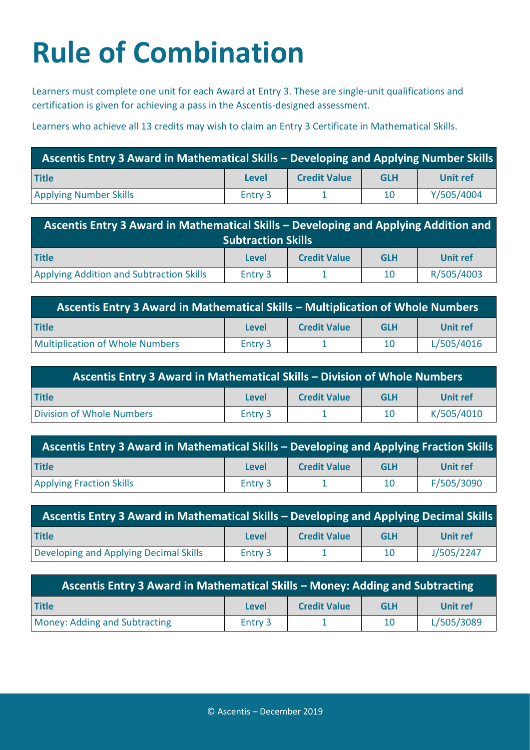# Rule of Combination

Learners must complete one unit for each Award at Entry 3. These are single-unit qualifications and certification is given for achieving a pass in the Ascentis-designed assessment.

Learners who achieve all 13 credits may wish to claim an Entry 3 Certificate in Mathematical Skills.

| Ascentis Entry 3 Award in Mathematical Skills – Developing and Applying Number Skills | | | | |
|---|---|---|---|---|
| **Title** | **Level** | **Credit Value** | **GLH** | **Unit ref** |
| Applying Number Skills | Entry 3 | 1 | 10 | Y/505/4004 |

| Ascentis Entry 3 Award in Mathematical Skills – Developing and Applying Addition and Subtraction Skills | | | | |
|---|---|---|---|---|
| **Title** | **Level** | **Credit Value** | **GLH** | **Unit ref** |
| Applying Addition and Subtraction Skills | Entry 3 | 1 | 10 | R/505/4003 |

| Ascentis Entry 3 Award in Mathematical Skills – Multiplication of Whole Numbers | | | | |
|---|---|---|---|---|
| **Title** | **Level** | **Credit Value** | **GLH** | **Unit ref** |
| Multiplication of Whole Numbers | Entry 3 | 1 | 10 | L/505/4016 |

| Ascentis Entry 3 Award in Mathematical Skills – Division of Whole Numbers | | | | |
|---|---|---|---|---|
| **Title** | **Level** | **Credit Value** | **GLH** | **Unit ref** |
| Division of Whole Numbers | Entry 3 | 1 | 10 | K/505/4010 |

| Ascentis Entry 3 Award in Mathematical Skills – Developing and Applying Fraction Skills | | | | |
|---|---|---|---|---|
| **Title** | **Level** | **Credit Value** | **GLH** | **Unit ref** |
| Applying Fraction Skills | Entry 3 | 1 | 10 | F/505/3090 |

| Ascentis Entry 3 Award in Mathematical Skills – Developing and Applying Decimal Skills | | | | |
|---|---|---|---|---|
| **Title** | **Level** | **Credit Value** | **GLH** | **Unit ref** |
| Developing and Applying Decimal Skills | Entry 3 | 1 | 10 | J/505/2247 |

| Ascentis Entry 3 Award in Mathematical Skills – Money: Adding and Subtracting | | | | |
|---|---|---|---|---|
| **Title** | **Level** | **Credit Value** | **GLH** | **Unit ref** |
| Money: Adding and Subtracting | Entry 3 | 1 | 10 | L/505/3089 |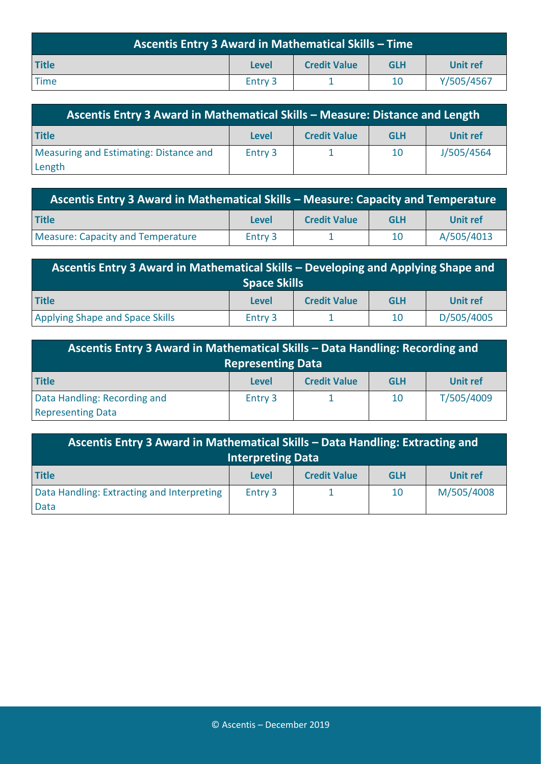| Ascentis Entry 3 Award in Mathematical Skills – Time | | | | |
|---|---|---|---|---|
| **Title** | **Level** | **Credit Value** | **GLH** | **Unit ref** |
| Time | Entry 3 | 1 | 10 | Y/505/4567 |

| Ascentis Entry 3 Award in Mathematical Skills – Measure: Distance and Length | | | | |
|---|---|---|---|---|
| **Title** | **Level** | **Credit Value** | **GLH** | **Unit ref** |
| Measuring and Estimating: Distance and Length | Entry 3 | 1 | 10 | J/505/4564 |

| Ascentis Entry 3 Award in Mathematical Skills – Measure: Capacity and Temperature | | | | |
|---|---|---|---|---|
| **Title** | **Level** | **Credit Value** | **GLH** | **Unit ref** |
| Measure: Capacity and Temperature | Entry 3 | 1 | 10 | A/505/4013 |

| Ascentis Entry 3 Award in Mathematical Skills – Developing and Applying Shape and Space Skills | | | | |
|---|---|---|---|---|
| **Title** | **Level** | **Credit Value** | **GLH** | **Unit ref** |
| Applying Shape and Space Skills | Entry 3 | 1 | 10 | D/505/4005 |

| Ascentis Entry 3 Award in Mathematical Skills – Data Handling: Recording and Representing Data | | | | |
|---|---|---|---|---|
| **Title** | **Level** | **Credit Value** | **GLH** | **Unit ref** |
| Data Handling: Recording and Representing Data | Entry 3 | 1 | 10 | T/505/4009 |

| Ascentis Entry 3 Award in Mathematical Skills – Data Handling: Extracting and Interpreting Data | | | | |
|---|---|---|---|---|
| **Title** | **Level** | **Credit Value** | **GLH** | **Unit ref** |
| Data Handling: Extracting and Interpreting Data | Entry 3 | 1 | 10 | M/505/4008 |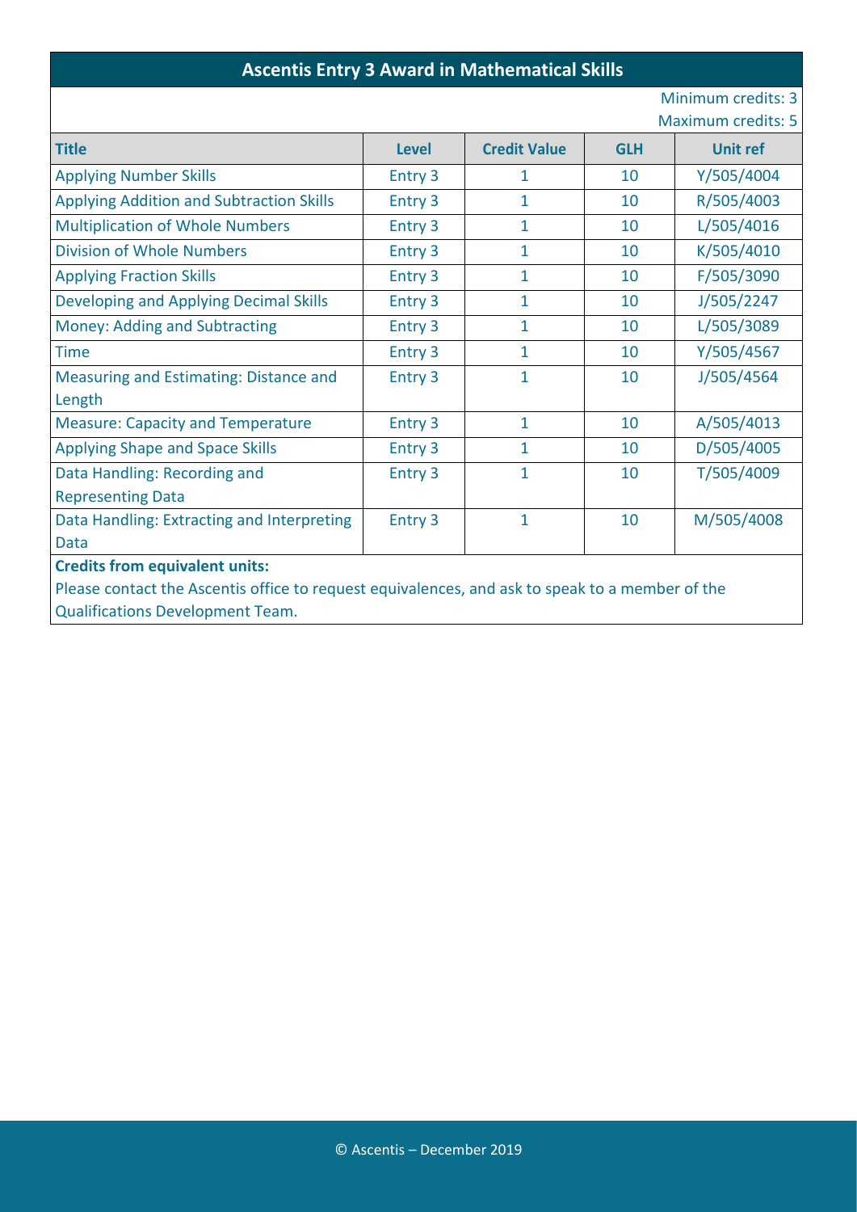## Ascentis Entry 3 Award in Mathematical Skills

Minimum credits: 3
Maximum credits: 5

| Title | Level | Credit Value | GLH | Unit ref |
|---|---|---|---|---|
| Applying Number Skills | Entry 3 | 1 | 10 | Y/505/4004 |
| Applying Addition and Subtraction Skills | Entry 3 | 1 | 10 | R/505/4003 |
| Multiplication of Whole Numbers | Entry 3 | 1 | 10 | L/505/4016 |
| Division of Whole Numbers | Entry 3 | 1 | 10 | K/505/4010 |
| Applying Fraction Skills | Entry 3 | 1 | 10 | F/505/3090 |
| Developing and Applying Decimal Skills | Entry 3 | 1 | 10 | J/505/2247 |
| Money: Adding and Subtracting | Entry 3 | 1 | 10 | L/505/3089 |
| Time | Entry 3 | 1 | 10 | Y/505/4567 |
| Measuring and Estimating: Distance and Length | Entry 3 | 1 | 10 | J/505/4564 |
| Measure: Capacity and Temperature | Entry 3 | 1 | 10 | A/505/4013 |
| Applying Shape and Space Skills | Entry 3 | 1 | 10 | D/505/4005 |
| Data Handling: Recording and Representing Data | Entry 3 | 1 | 10 | T/505/4009 |
| Data Handling: Extracting and Interpreting Data | Entry 3 | 1 | 10 | M/505/4008 |

**Credits from equivalent units:**

Please contact the Ascentis office to request equivalences, and ask to speak to a member of the Qualifications Development Team.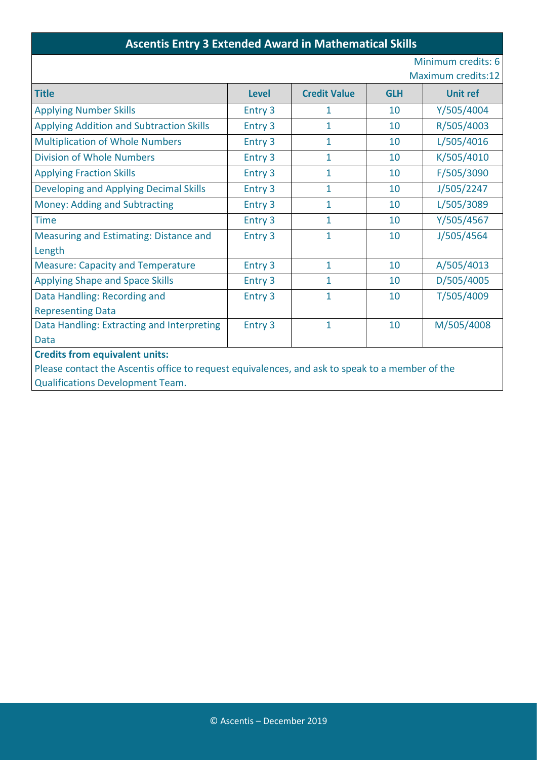## Ascentis Entry 3 Extended Award in Mathematical Skills

Minimum credits: 6
Maximum credits:12

| Title | Level | Credit Value | GLH | Unit ref |
|---|---|---|---|---|
| Applying Number Skills | Entry 3 | 1 | 10 | Y/505/4004 |
| Applying Addition and Subtraction Skills | Entry 3 | 1 | 10 | R/505/4003 |
| Multiplication of Whole Numbers | Entry 3 | 1 | 10 | L/505/4016 |
| Division of Whole Numbers | Entry 3 | 1 | 10 | K/505/4010 |
| Applying Fraction Skills | Entry 3 | 1 | 10 | F/505/3090 |
| Developing and Applying Decimal Skills | Entry 3 | 1 | 10 | J/505/2247 |
| Money: Adding and Subtracting | Entry 3 | 1 | 10 | L/505/3089 |
| Time | Entry 3 | 1 | 10 | Y/505/4567 |
| Measuring and Estimating: Distance and Length | Entry 3 | 1 | 10 | J/505/4564 |
| Measure: Capacity and Temperature | Entry 3 | 1 | 10 | A/505/4013 |
| Applying Shape and Space Skills | Entry 3 | 1 | 10 | D/505/4005 |
| Data Handling: Recording and Representing Data | Entry 3 | 1 | 10 | T/505/4009 |
| Data Handling: Extracting and Interpreting Data | Entry 3 | 1 | 10 | M/505/4008 |

**Credits from equivalent units:**

Please contact the Ascentis office to request equivalences, and ask to speak to a member of the Qualifications Development Team.

© Ascentis – December 2019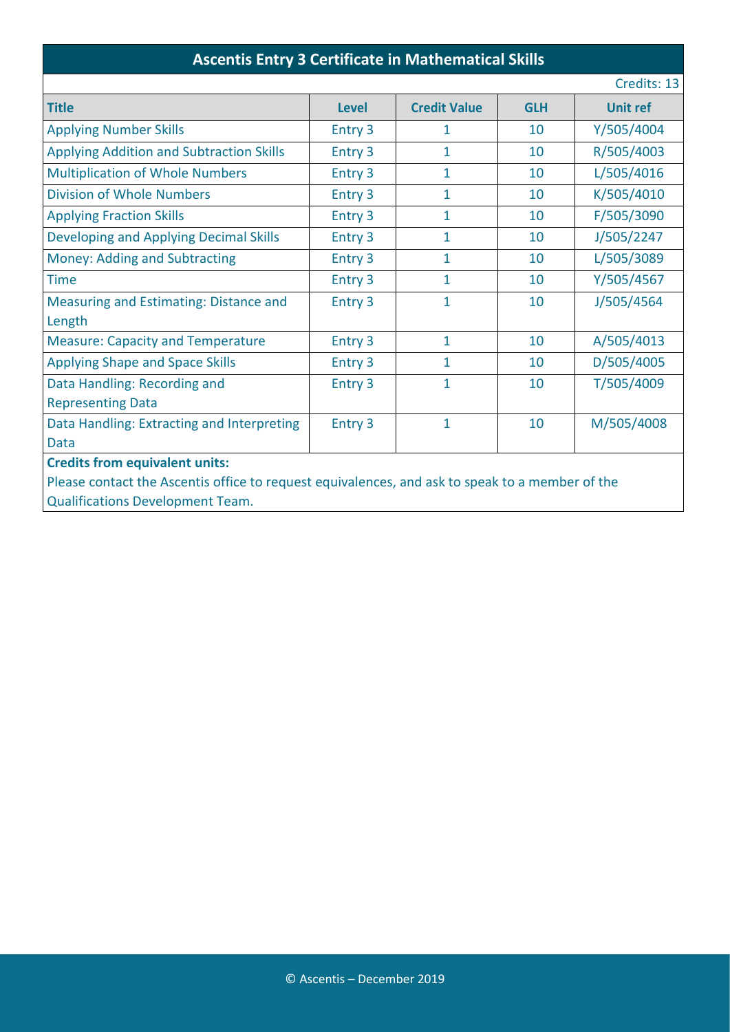## Ascentis Entry 3 Certificate in Mathematical Skills

Credits: 13

| Title | Level | Credit Value | GLH | Unit ref |
|---|---|---|---|---|
| Applying Number Skills | Entry 3 | 1 | 10 | Y/505/4004 |
| Applying Addition and Subtraction Skills | Entry 3 | 1 | 10 | R/505/4003 |
| Multiplication of Whole Numbers | Entry 3 | 1 | 10 | L/505/4016 |
| Division of Whole Numbers | Entry 3 | 1 | 10 | K/505/4010 |
| Applying Fraction Skills | Entry 3 | 1 | 10 | F/505/3090 |
| Developing and Applying Decimal Skills | Entry 3 | 1 | 10 | J/505/2247 |
| Money: Adding and Subtracting | Entry 3 | 1 | 10 | L/505/3089 |
| Time | Entry 3 | 1 | 10 | Y/505/4567 |
| Measuring and Estimating: Distance and Length | Entry 3 | 1 | 10 | J/505/4564 |
| Measure: Capacity and Temperature | Entry 3 | 1 | 10 | A/505/4013 |
| Applying Shape and Space Skills | Entry 3 | 1 | 10 | D/505/4005 |
| Data Handling: Recording and Representing Data | Entry 3 | 1 | 10 | T/505/4009 |
| Data Handling: Extracting and Interpreting Data | Entry 3 | 1 | 10 | M/505/4008 |

**Credits from equivalent units:**

Please contact the Ascentis office to request equivalences, and ask to speak to a member of the Qualifications Development Team.

© Ascentis – December 2019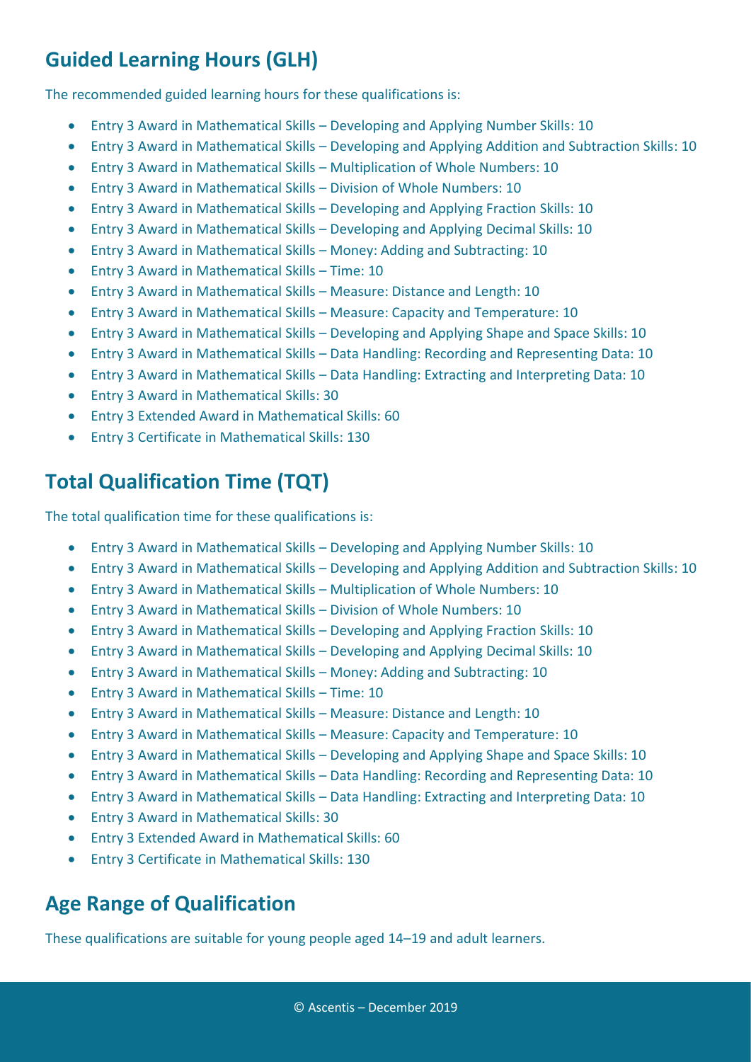## Guided Learning Hours (GLH)

The recommended guided learning hours for these qualifications is:

- Entry 3 Award in Mathematical Skills – Developing and Applying Number Skills: 10
- Entry 3 Award in Mathematical Skills – Developing and Applying Addition and Subtraction Skills: 10
- Entry 3 Award in Mathematical Skills – Multiplication of Whole Numbers: 10
- Entry 3 Award in Mathematical Skills – Division of Whole Numbers: 10
- Entry 3 Award in Mathematical Skills – Developing and Applying Fraction Skills: 10
- Entry 3 Award in Mathematical Skills – Developing and Applying Decimal Skills: 10
- Entry 3 Award in Mathematical Skills – Money: Adding and Subtracting: 10
- Entry 3 Award in Mathematical Skills – Time: 10
- Entry 3 Award in Mathematical Skills – Measure: Distance and Length: 10
- Entry 3 Award in Mathematical Skills – Measure: Capacity and Temperature: 10
- Entry 3 Award in Mathematical Skills – Developing and Applying Shape and Space Skills: 10
- Entry 3 Award in Mathematical Skills – Data Handling: Recording and Representing Data: 10
- Entry 3 Award in Mathematical Skills – Data Handling: Extracting and Interpreting Data: 10
- Entry 3 Award in Mathematical Skills: 30
- Entry 3 Extended Award in Mathematical Skills: 60
- Entry 3 Certificate in Mathematical Skills: 130

## Total Qualification Time (TQT)

The total qualification time for these qualifications is:

- Entry 3 Award in Mathematical Skills – Developing and Applying Number Skills: 10
- Entry 3 Award in Mathematical Skills – Developing and Applying Addition and Subtraction Skills: 10
- Entry 3 Award in Mathematical Skills – Multiplication of Whole Numbers: 10
- Entry 3 Award in Mathematical Skills – Division of Whole Numbers: 10
- Entry 3 Award in Mathematical Skills – Developing and Applying Fraction Skills: 10
- Entry 3 Award in Mathematical Skills – Developing and Applying Decimal Skills: 10
- Entry 3 Award in Mathematical Skills – Money: Adding and Subtracting: 10
- Entry 3 Award in Mathematical Skills – Time: 10
- Entry 3 Award in Mathematical Skills – Measure: Distance and Length: 10
- Entry 3 Award in Mathematical Skills – Measure: Capacity and Temperature: 10
- Entry 3 Award in Mathematical Skills – Developing and Applying Shape and Space Skills: 10
- Entry 3 Award in Mathematical Skills – Data Handling: Recording and Representing Data: 10
- Entry 3 Award in Mathematical Skills – Data Handling: Extracting and Interpreting Data: 10
- Entry 3 Award in Mathematical Skills: 30
- Entry 3 Extended Award in Mathematical Skills: 60
- Entry 3 Certificate in Mathematical Skills: 130

## Age Range of Qualification

These qualifications are suitable for young people aged 14–19 and adult learners.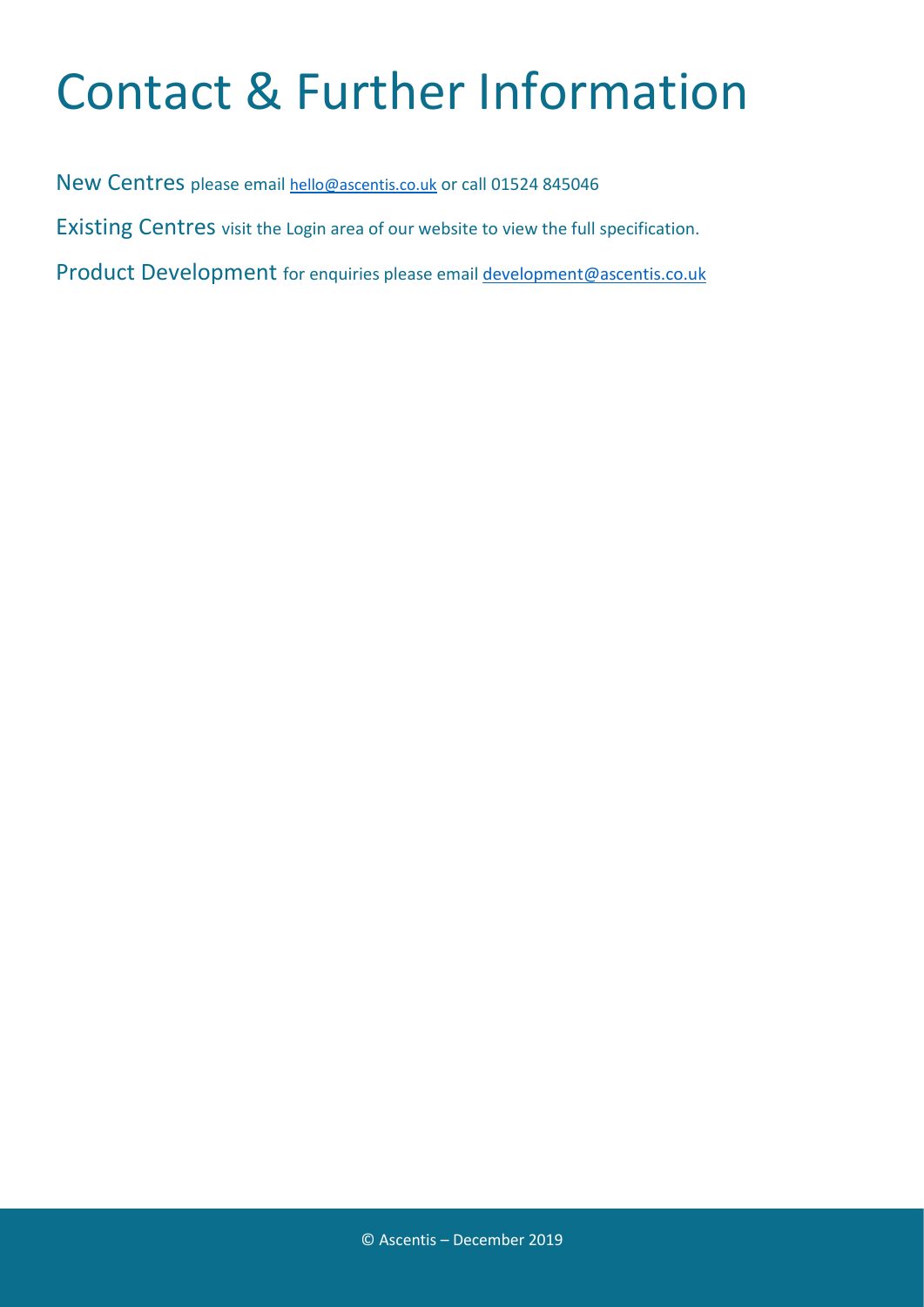# Contact & Further Information

New Centres please email hello@ascentis.co.uk or call 01524 845046

Existing Centres visit the Login area of our website to view the full specification.

Product Development for enquiries please email development@ascentis.co.uk

© Ascentis – December 2019